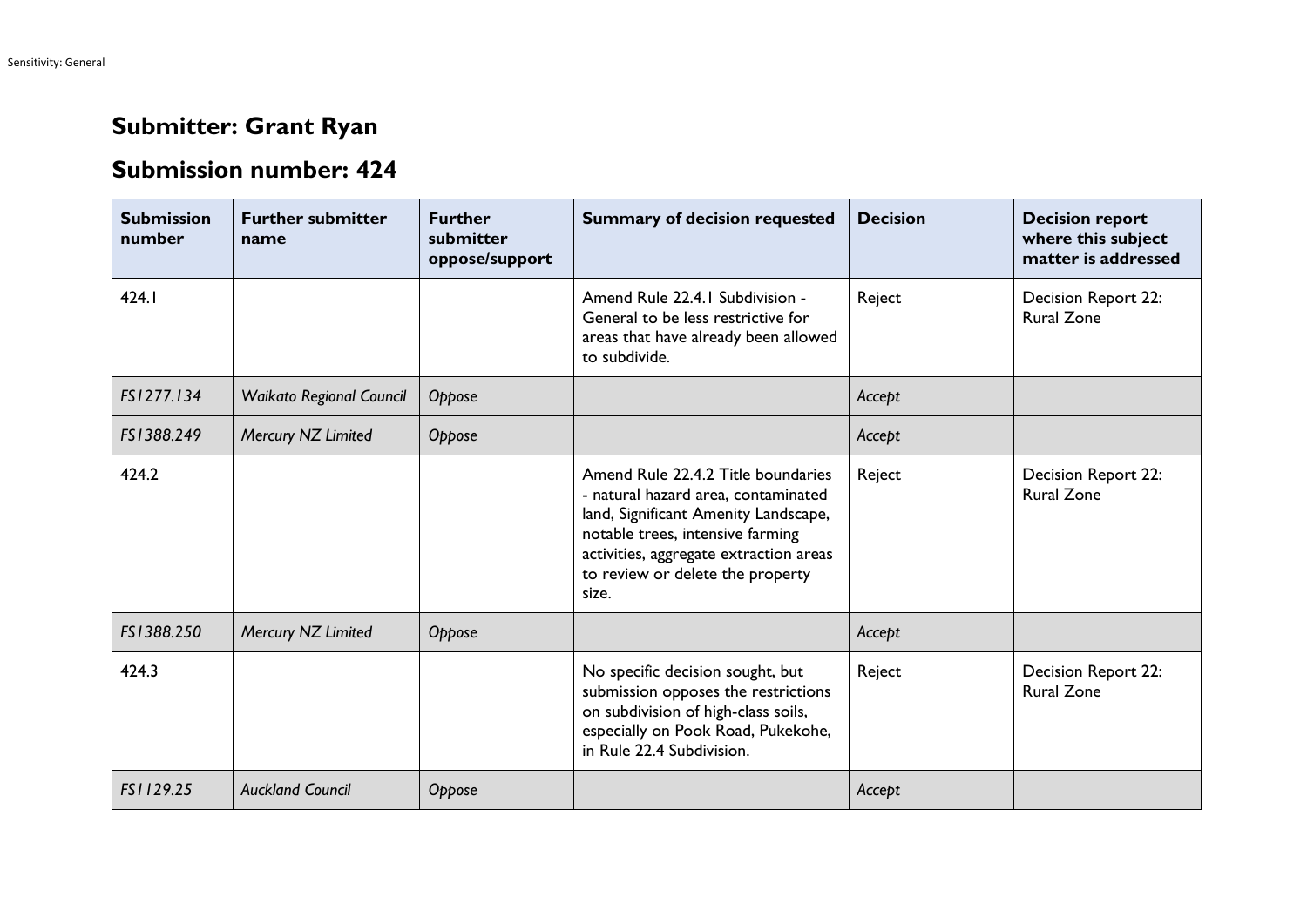## Submitter: Grant Ryan

## Submission number: 424

| Submission number | Further submitter name | Further submitter oppose/support | Summary of decision requested | Decision | Decision report where this subject matter is addressed |
|---|---|---|---|---|---|
| 424.1 | | | Amend Rule 22.4.1 Subdivision - General to be less restrictive for areas that have already been allowed to subdivide. | Reject | Decision Report 22: Rural Zone |
| *FS1277.134* | *Waikato Regional Council* | *Oppose* | | *Accept* | |
| *FS1388.249* | *Mercury NZ Limited* | *Oppose* | | *Accept* | |
| 424.2 | | | Amend Rule 22.4.2 Title boundaries - natural hazard area, contaminated land, Significant Amenity Landscape, notable trees, intensive farming activities, aggregate extraction areas to review or delete the property size. | Reject | Decision Report 22: Rural Zone |
| *FS1388.250* | *Mercury NZ Limited* | *Oppose* | | *Accept* | |
| 424.3 | | | No specific decision sought, but submission opposes the restrictions on subdivision of high-class soils, especially on Pook Road, Pukekohe, in Rule 22.4 Subdivision. | Reject | Decision Report 22: Rural Zone |
| *FS1129.25* | *Auckland Council* | *Oppose* | | *Accept* | |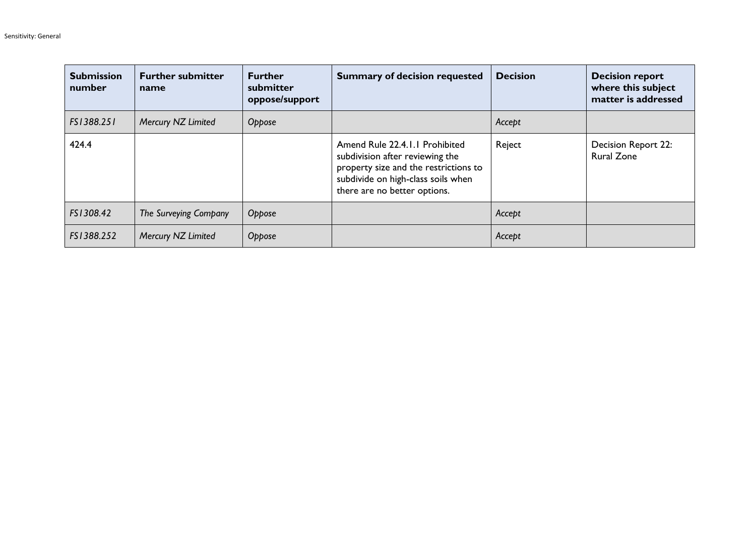| Submission number | Further submitter name | Further submitter oppose/support | Summary of decision requested | Decision | Decision report where this subject matter is addressed |
|---|---|---|---|---|---|
| *FS1388.251* | *Mercury NZ Limited* | *Oppose* | | *Accept* | |
| 424.4 | | | Amend Rule 22.4.1.1 Prohibited subdivision after reviewing the property size and the restrictions to subdivide on high-class soils when there are no better options. | Reject | Decision Report 22: Rural Zone |
| *FS1308.42* | *The Surveying Company* | *Oppose* | | *Accept* | |
| *FS1388.252* | *Mercury NZ Limited* | *Oppose* | | *Accept* | |